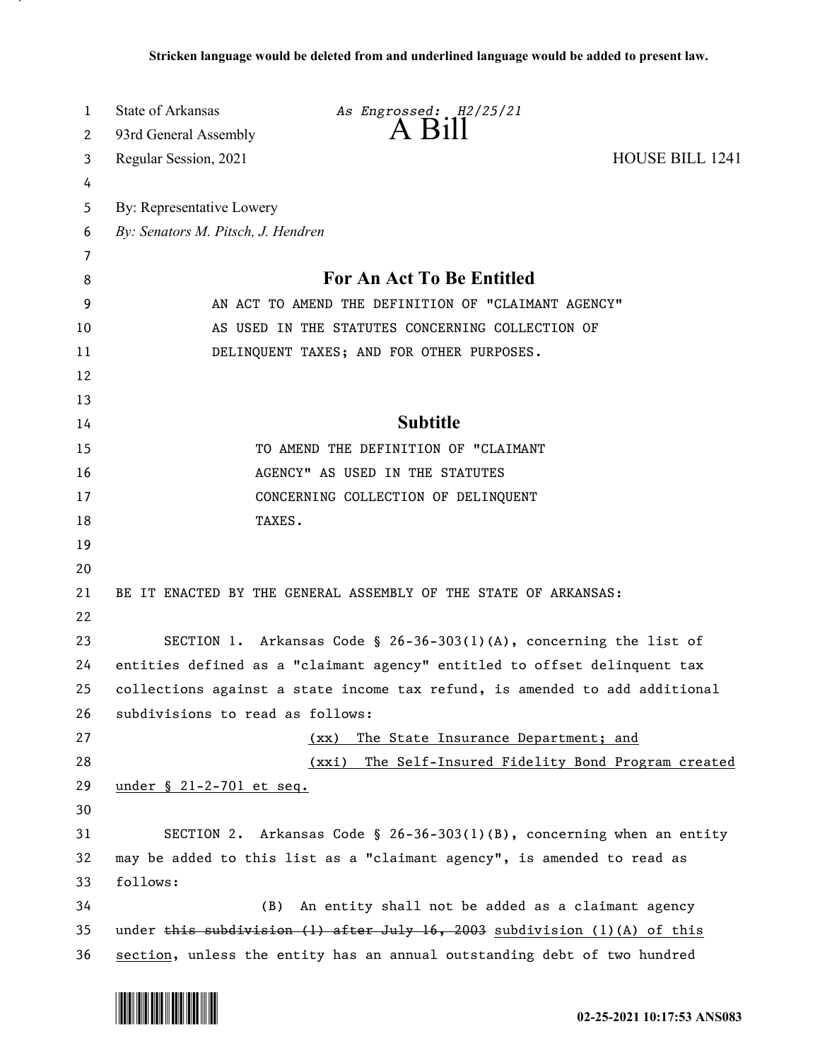Stricken language would be deleted from and underlined language would be added to present law.

State of Arkansas *As Engrossed: H2/25/21*
93rd General Assembly **A Bill**
Regular Session, 2021 HOUSE BILL 1241

By: Representative Lowery
*By: Senators M. Pitsch, J. Hendren*

## For An Act To Be Entitled

AN ACT TO AMEND THE DEFINITION OF "CLAIMANT AGENCY" AS USED IN THE STATUTES CONCERNING COLLECTION OF DELINQUENT TAXES; AND FOR OTHER PURPOSES.

## Subtitle

TO AMEND THE DEFINITION OF "CLAIMANT AGENCY" AS USED IN THE STATUTES CONCERNING COLLECTION OF DELINQUENT TAXES.

BE IT ENACTED BY THE GENERAL ASSEMBLY OF THE STATE OF ARKANSAS:

SECTION 1. Arkansas Code § 26-36-303(1)(A), concerning the list of entities defined as a "claimant agency" entitled to offset delinquent tax collections against a state income tax refund, is amended to add additional subdivisions to read as follows:

<u>(xx) The State Insurance Department; and</u>

<u>(xxi) The Self-Insured Fidelity Bond Program created under § 21-2-701 et seq.</u>

SECTION 2. Arkansas Code § 26-36-303(1)(B), concerning when an entity may be added to this list as a "claimant agency", is amended to read as follows:

(B) An entity shall not be added as a claimant agency under ~~this subdivision (1) after July 16, 2003~~ <u>subdivision (1)(A) of this section</u>, unless the entity has an annual outstanding debt of two hundred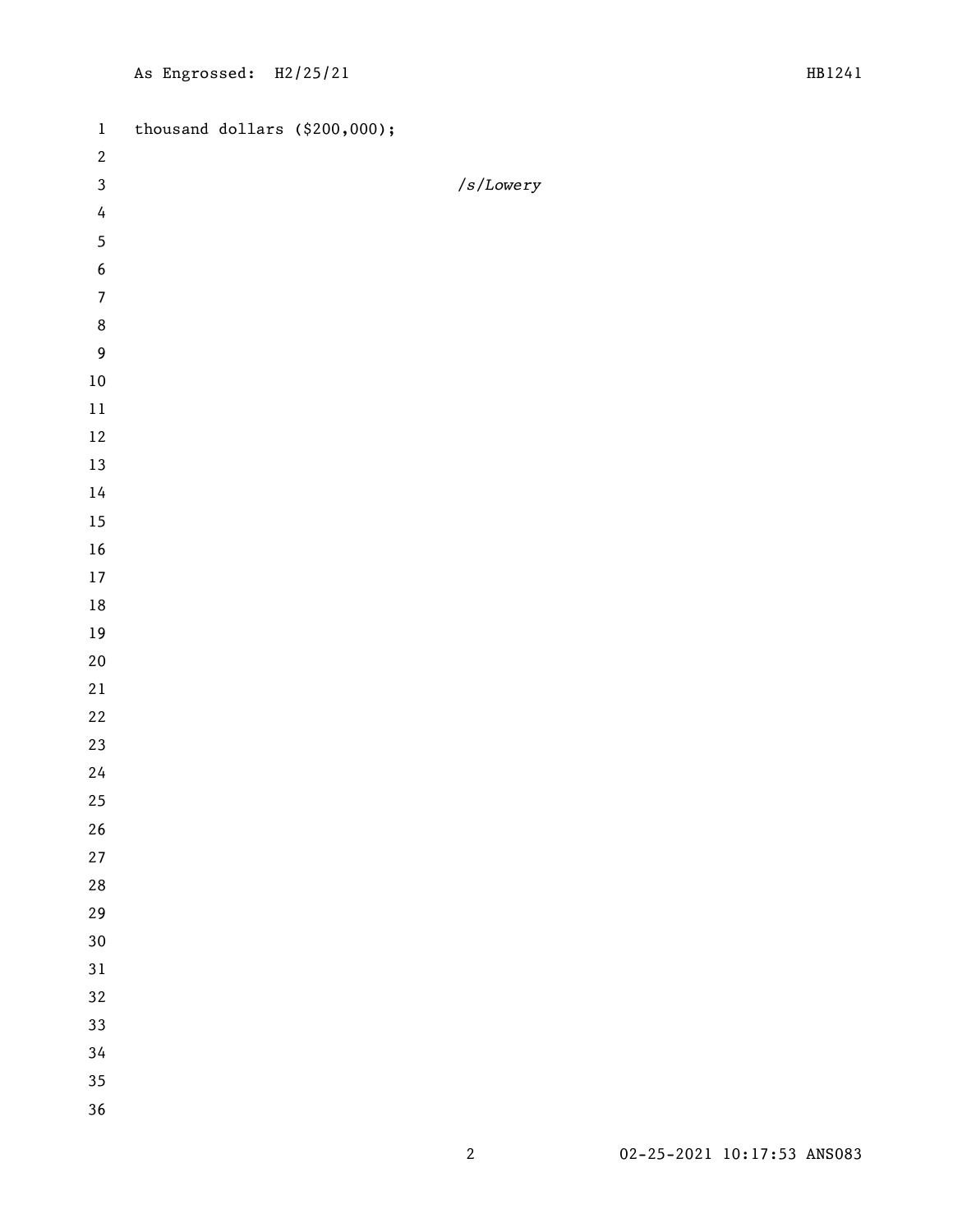thousand dollars ($200,000);

*/s/Lowery*